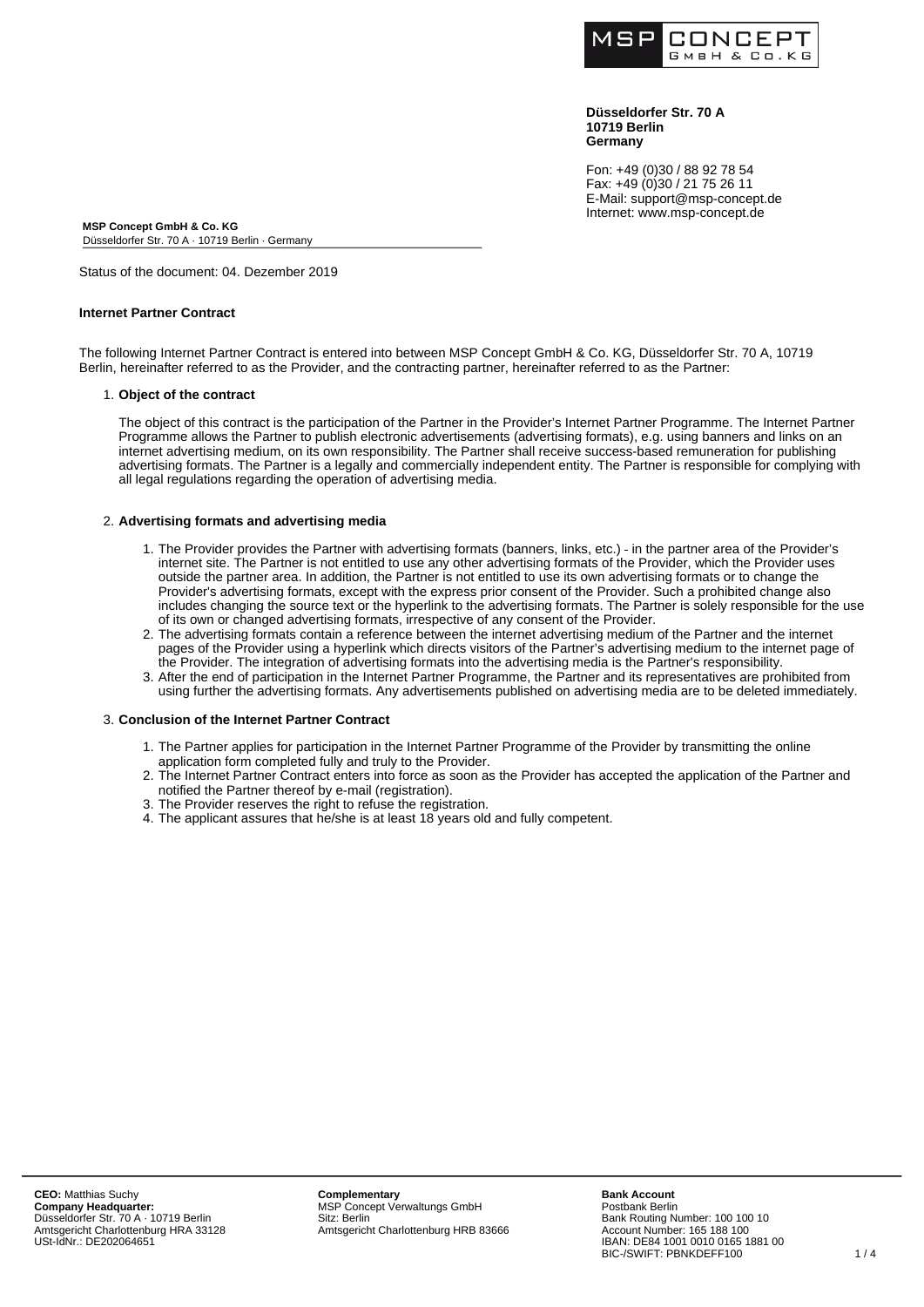**Düsseldorfer Str. 70 A**
**10719 Berlin**
**Germany**

Fon: +49 (0)30 / 88 92 78 54
Fax: +49 (0)30 / 21 75 26 11
E-Mail: support@msp-concept.de
Internet: www.msp-concept.de

**MSP Concept GmbH & Co. KG**
Düsseldorfer Str. 70 A · 10719 Berlin · Germany

Status of the document: 04. Dezember 2019

**Internet Partner Contract**

The following Internet Partner Contract is entered into between MSP Concept GmbH & Co. KG, Düsseldorfer Str. 70 A, 10719 Berlin, hereinafter referred to as the Provider, and the contracting partner, hereinafter referred to as the Partner:

1. **Object of the contract**

   The object of this contract is the participation of the Partner in the Provider's Internet Partner Programme. The Internet Partner Programme allows the Partner to publish electronic advertisements (advertising formats), e.g. using banners and links on an internet advertising medium, on its own responsibility. The Partner shall receive success-based remuneration for publishing advertising formats. The Partner is a legally and commercially independent entity. The Partner is responsible for complying with all legal regulations regarding the operation of advertising media.

2. **Advertising formats and advertising media**

   1. The Provider provides the Partner with advertising formats (banners, links, etc.) - in the partner area of the Provider's internet site. The Partner is not entitled to use any other advertising formats of the Provider, which the Provider uses outside the partner area. In addition, the Partner is not entitled to use its own advertising formats or to change the Provider's advertising formats, except with the express prior consent of the Provider. Such a prohibited change also includes changing the source text or the hyperlink to the advertising formats. The Partner is solely responsible for the use of its own or changed advertising formats, irrespective of any consent of the Provider.
   2. The advertising formats contain a reference between the internet advertising medium of the Partner and the internet pages of the Provider using a hyperlink which directs visitors of the Partner's advertising medium to the internet page of the Provider. The integration of advertising formats into the advertising media is the Partner's responsibility.
   3. After the end of participation in the Internet Partner Programme, the Partner and its representatives are prohibited from using further the advertising formats. Any advertisements published on advertising media are to be deleted immediately.

3. **Conclusion of the Internet Partner Contract**

   1. The Partner applies for participation in the Internet Partner Programme of the Provider by transmitting the online application form completed fully and truly to the Provider.
   2. The Internet Partner Contract enters into force as soon as the Provider has accepted the application of the Partner and notified the Partner thereof by e-mail (registration).
   3. The Provider reserves the right to refuse the registration.
   4. The applicant assures that he/she is at least 18 years old and fully competent.

**CEO:** Matthias Suchy
**Company Headquarter:**
Düsseldorfer Str. 70 A · 10719 Berlin
Amtsgericht Charlottenburg HRA 33128
USt-IdNr.: DE202064651

**Complementary**
MSP Concept Verwaltungs GmbH
Sitz: Berlin
Amtsgericht Charlottenburg HRB 83666

**Bank Account**
Postbank Berlin
Bank Routing Number: 100 100 10
Account Number: 165 188 100
IBAN: DE84 1001 0010 0165 1881 00
BIC-/SWIFT: PBNKDEFF100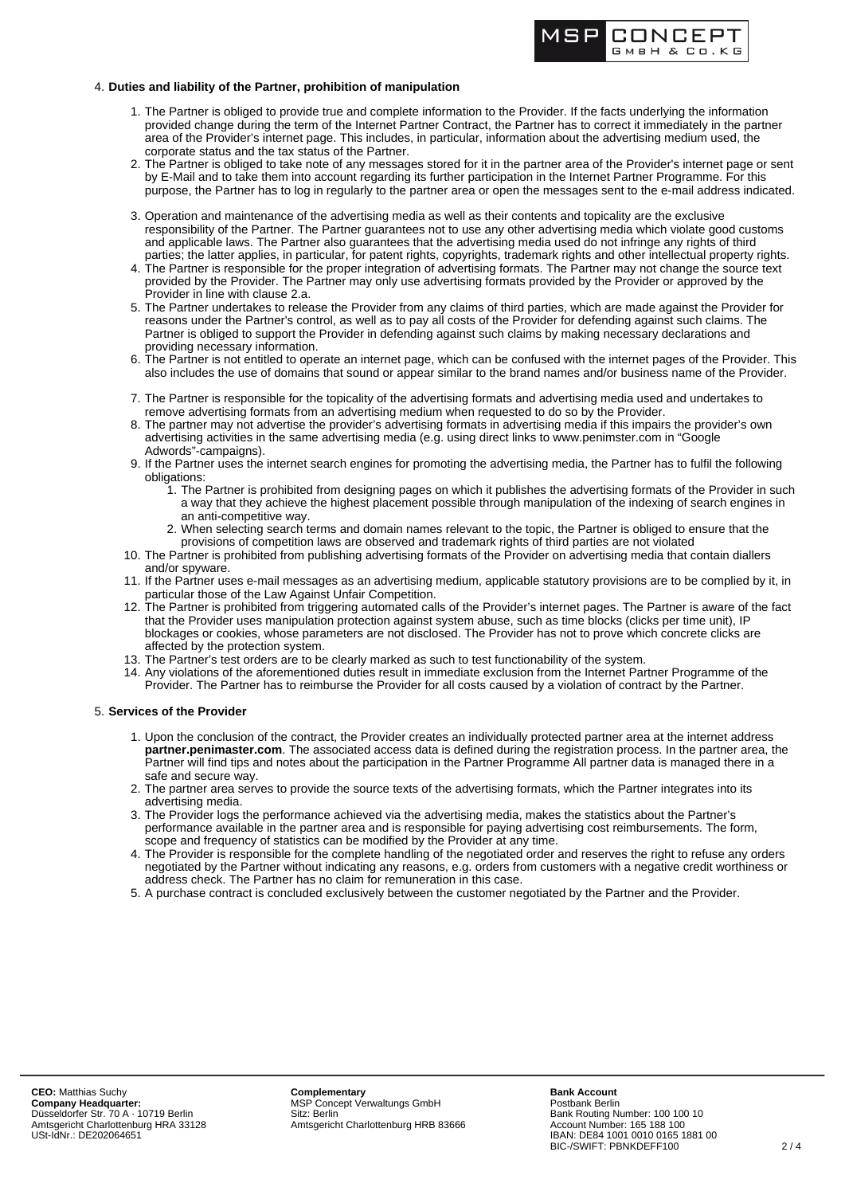4. **Duties and liability of the Partner, prohibition of manipulation**

    1. The Partner is obliged to provide true and complete information to the Provider. If the facts underlying the information provided change during the term of the Internet Partner Contract, the Partner has to correct it immediately in the partner area of the Provider's internet page. This includes, in particular, information about the advertising medium used, the corporate status and the tax status of the Partner.
    2. The Partner is obliged to take note of any messages stored for it in the partner area of the Provider's internet page or sent by E-Mail and to take them into account regarding its further participation in the Internet Partner Programme. For this purpose, the Partner has to log in regularly to the partner area or open the messages sent to the e-mail address indicated.
    3. Operation and maintenance of the advertising media as well as their contents and topicality are the exclusive responsibility of the Partner. The Partner guarantees not to use any other advertising media which violate good customs and applicable laws. The Partner also guarantees that the advertising media used do not infringe any rights of third parties; the latter applies, in particular, for patent rights, copyrights, trademark rights and other intellectual property rights.
    4. The Partner is responsible for the proper integration of advertising formats. The Partner may not change the source text provided by the Provider. The Partner may only use advertising formats provided by the Provider or approved by the Provider in line with clause 2.a.
    5. The Partner undertakes to release the Provider from any claims of third parties, which are made against the Provider for reasons under the Partner's control, as well as to pay all costs of the Provider for defending against such claims. The Partner is obliged to support the Provider in defending against such claims by making necessary declarations and providing necessary information.
    6. The Partner is not entitled to operate an internet page, which can be confused with the internet pages of the Provider. This also includes the use of domains that sound or appear similar to the brand names and/or business name of the Provider.
    7. The Partner is responsible for the topicality of the advertising formats and advertising media used and undertakes to remove advertising formats from an advertising medium when requested to do so by the Provider.
    8. The partner may not advertise the provider's advertising formats in advertising media if this impairs the provider's own advertising activities in the same advertising media (e.g. using direct links to www.penimster.com in "Google Adwords"-campaigns).
    9. If the Partner uses the internet search engines for promoting the advertising media, the Partner has to fulfil the following obligations:
        1. The Partner is prohibited from designing pages on which it publishes the advertising formats of the Provider in such a way that they achieve the highest placement possible through manipulation of the indexing of search engines in an anti-competitive way.
        2. When selecting search terms and domain names relevant to the topic, the Partner is obliged to ensure that the provisions of competition laws are observed and trademark rights of third parties are not violated
    10. The Partner is prohibited from publishing advertising formats of the Provider on advertising media that contain diallers and/or spyware.
    11. If the Partner uses e-mail messages as an advertising medium, applicable statutory provisions are to be complied by it, in particular those of the Law Against Unfair Competition.
    12. The Partner is prohibited from triggering automated calls of the Provider's internet pages. The Partner is aware of the fact that the Provider uses manipulation protection against system abuse, such as time blocks (clicks per time unit), IP blockages or cookies, whose parameters are not disclosed. The Provider has not to prove which concrete clicks are affected by the protection system.
    13. The Partner's test orders are to be clearly marked as such to test functionability of the system.
    14. Any violations of the aforementioned duties result in immediate exclusion from the Internet Partner Programme of the Provider. The Partner has to reimburse the Provider for all costs caused by a violation of contract by the Partner.

5. **Services of the Provider**

    1. Upon the conclusion of the contract, the Provider creates an individually protected partner area at the internet address **partner.penimaster.com**. The associated access data is defined during the registration process. In the partner area, the Partner will find tips and notes about the participation in the Partner Programme All partner data is managed there in a safe and secure way.
    2. The partner area serves to provide the source texts of the advertising formats, which the Partner integrates into its advertising media.
    3. The Provider logs the performance achieved via the advertising media, makes the statistics about the Partner's performance available in the partner area and is responsible for paying advertising cost reimbursements. The form, scope and frequency of statistics can be modified by the Provider at any time.
    4. The Provider is responsible for the complete handling of the negotiated order and reserves the right to refuse any orders negotiated by the Partner without indicating any reasons, e.g. orders from customers with a negative credit worthiness or address check. The Partner has no claim for remuneration in this case.
    5. A purchase contract is concluded exclusively between the customer negotiated by the Partner and the Provider.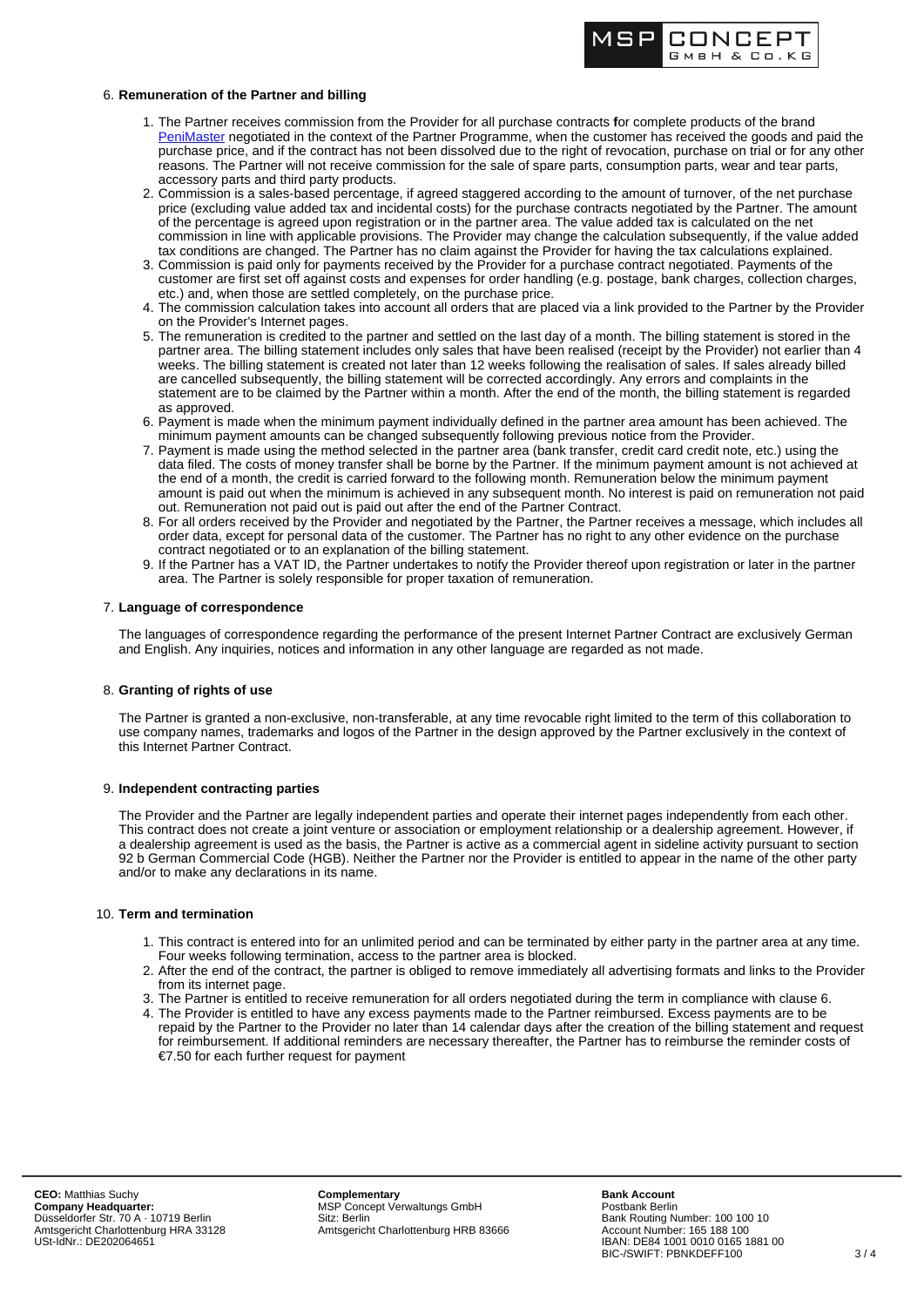## 6. Remuneration of the Partner and billing

1. The Partner receives commission from the Provider for all purchase contracts for complete products of the brand PeniMaster negotiated in the context of the Partner Programme, when the customer has received the goods and paid the purchase price, and if the contract has not been dissolved due to the right of revocation, purchase on trial or for any other reasons. The Partner will not receive commission for the sale of spare parts, consumption parts, wear and tear parts, accessory parts and third party products.
2. Commission is a sales-based percentage, if agreed staggered according to the amount of turnover, of the net purchase price (excluding value added tax and incidental costs) for the purchase contracts negotiated by the Partner. The amount of the percentage is agreed upon registration or in the partner area. The value added tax is calculated on the net commission in line with applicable provisions. The Provider may change the calculation subsequently, if the value added tax conditions are changed. The Partner has no claim against the Provider for having the tax calculations explained.
3. Commission is paid only for payments received by the Provider for a purchase contract negotiated. Payments of the customer are first set off against costs and expenses for order handling (e.g. postage, bank charges, collection charges, etc.) and, when those are settled completely, on the purchase price.
4. The commission calculation takes into account all orders that are placed via a link provided to the Partner by the Provider on the Provider's Internet pages.
5. The remuneration is credited to the partner and settled on the last day of a month. The billing statement is stored in the partner area. The billing statement includes only sales that have been realised (receipt by the Provider) not earlier than 4 weeks. The billing statement is created not later than 12 weeks following the realisation of sales. If sales already billed are cancelled subsequently, the billing statement will be corrected accordingly. Any errors and complaints in the statement are to be claimed by the Partner within a month. After the end of the month, the billing statement is regarded as approved.
6. Payment is made when the minimum payment individually defined in the partner area amount has been achieved. The minimum payment amounts can be changed subsequently following previous notice from the Provider.
7. Payment is made using the method selected in the partner area (bank transfer, credit card credit note, etc.) using the data filed. The costs of money transfer shall be borne by the Partner. If the minimum payment amount is not achieved at the end of a month, the credit is carried forward to the following month. Remuneration below the minimum payment amount is paid out when the minimum is achieved in any subsequent month. No interest is paid on remuneration not paid out. Remuneration not paid out is paid out after the end of the Partner Contract.
8. For all orders received by the Provider and negotiated by the Partner, the Partner receives a message, which includes all order data, except for personal data of the customer. The Partner has no right to any other evidence on the purchase contract negotiated or to an explanation of the billing statement.
9. If the Partner has a VAT ID, the Partner undertakes to notify the Provider thereof upon registration or later in the partner area. The Partner is solely responsible for proper taxation of remuneration.

## 7. Language of correspondence

The languages of correspondence regarding the performance of the present Internet Partner Contract are exclusively German and English. Any inquiries, notices and information in any other language are regarded as not made.

## 8. Granting of rights of use

The Partner is granted a non-exclusive, non-transferable, at any time revocable right limited to the term of this collaboration to use company names, trademarks and logos of the Partner in the design approved by the Partner exclusively in the context of this Internet Partner Contract.

## 9. Independent contracting parties

The Provider and the Partner are legally independent parties and operate their internet pages independently from each other. This contract does not create a joint venture or association or employment relationship or a dealership agreement. However, if a dealership agreement is used as the basis, the Partner is active as a commercial agent in sideline activity pursuant to section 92 b German Commercial Code (HGB). Neither the Partner nor the Provider is entitled to appear in the name of the other party and/or to make any declarations in its name.

## 10. Term and termination

1. This contract is entered into for an unlimited period and can be terminated by either party in the partner area at any time. Four weeks following termination, access to the partner area is blocked.
2. After the end of the contract, the partner is obliged to remove immediately all advertising formats and links to the Provider from its internet page.
3. The Partner is entitled to receive remuneration for all orders negotiated during the term in compliance with clause 6.
4. The Provider is entitled to have any excess payments made to the Partner reimbursed. Excess payments are to be repaid by the Partner to the Provider no later than 14 calendar days after the creation of the billing statement and request for reimbursement. If additional reminders are necessary thereafter, the Partner has to reimburse the reminder costs of €7.50 for each further request for payment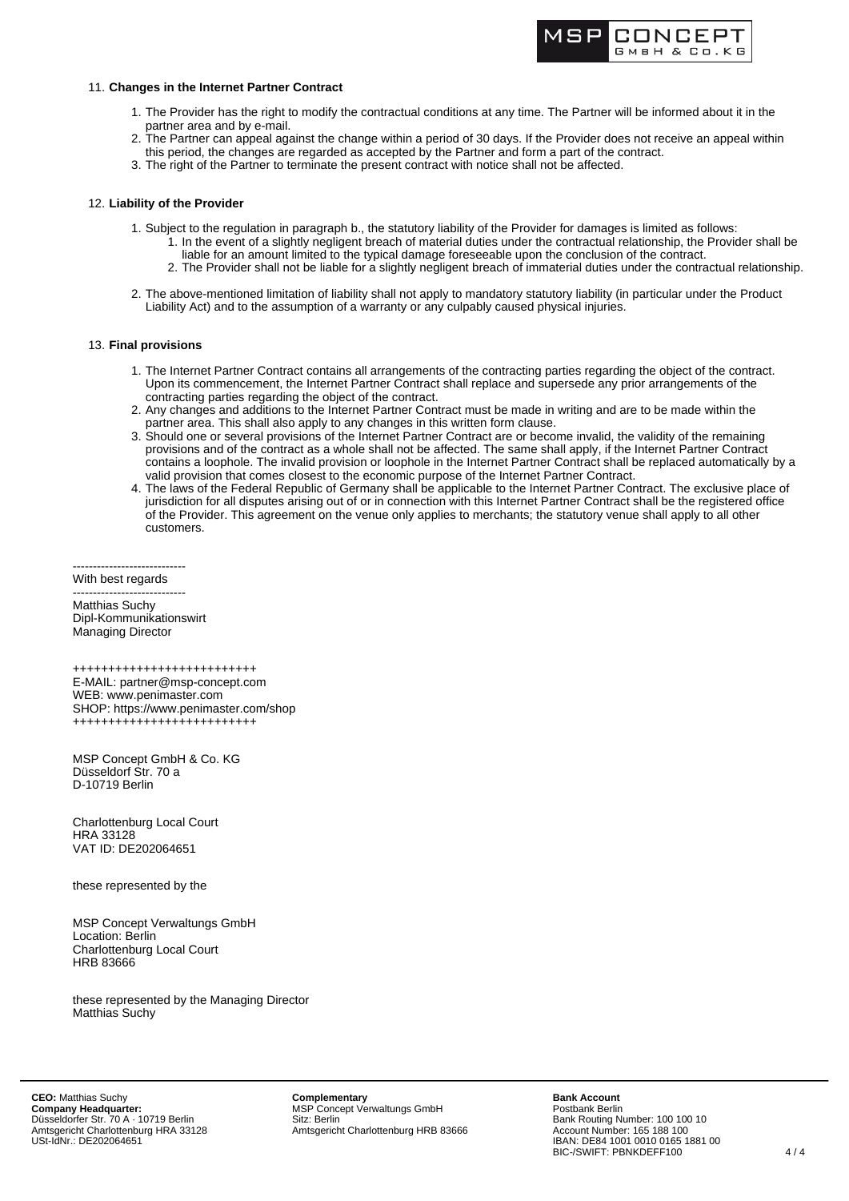## 11. **Changes in the Internet Partner Contract**

1. The Provider has the right to modify the contractual conditions at any time. The Partner will be informed about it in the partner area and by e-mail.
2. The Partner can appeal against the change within a period of 30 days. If the Provider does not receive an appeal within this period, the changes are regarded as accepted by the Partner and form a part of the contract.
3. The right of the Partner to terminate the present contract with notice shall not be affected.

## 12. **Liability of the Provider**

1. Subject to the regulation in paragraph b., the statutory liability of the Provider for damages is limited as follows:
   1. In the event of a slightly negligent breach of material duties under the contractual relationship, the Provider shall be liable for an amount limited to the typical damage foreseeable upon the conclusion of the contract.
   2. The Provider shall not be liable for a slightly negligent breach of immaterial duties under the contractual relationship.
2. The above-mentioned limitation of liability shall not apply to mandatory statutory liability (in particular under the Product Liability Act) and to the assumption of a warranty or any culpably caused physical injuries.

## 13. **Final provisions**

1. The Internet Partner Contract contains all arrangements of the contracting parties regarding the object of the contract. Upon its commencement, the Internet Partner Contract shall replace and supersede any prior arrangements of the contracting parties regarding the object of the contract.
2. Any changes and additions to the Internet Partner Contract must be made in writing and are to be made within the partner area. This shall also apply to any changes in this written form clause.
3. Should one or several provisions of the Internet Partner Contract are or become invalid, the validity of the remaining provisions and of the contract as a whole shall not be affected. The same shall apply, if the Internet Partner Contract contains a loophole. The invalid provision or loophole in the Internet Partner Contract shall be replaced automatically by a valid provision that comes closest to the economic purpose of the Internet Partner Contract.
4. The laws of the Federal Republic of Germany shall be applicable to the Internet Partner Contract. The exclusive place of jurisdiction for all disputes arising out of or in connection with this Internet Partner Contract shall be the registered office of the Provider. This agreement on the venue only applies to merchants; the statutory venue shall apply to all other customers.

----------------------------
With best regards
----------------------------
Matthias Suchy
Dipl-Kommunikationswirt
Managing Director

++++++++++++++++++++++++++
E-MAIL: partner@msp-concept.com
WEB: www.penimaster.com
SHOP: https://www.penimaster.com/shop
++++++++++++++++++++++++++

MSP Concept GmbH & Co. KG
Düsseldorf Str. 70 a
D-10719 Berlin

Charlottenburg Local Court
HRA 33128
VAT ID: DE202064651

these represented by the

MSP Concept Verwaltungs GmbH
Location: Berlin
Charlottenburg Local Court
HRB 83666

these represented by the Managing Director
Matthias Suchy

**CEO:** Matthias Suchy
**Company Headquarter:**
Düsseldorfer Str. 70 A · 10719 Berlin
Amtsgericht Charlottenburg HRA 33128
USt-IdNr.: DE202064651

**Complementary**
MSP Concept Verwaltungs GmbH
Sitz: Berlin
Amtsgericht Charlottenburg HRB 83666

**Bank Account**
Postbank Berlin
Bank Routing Number: 100 100 10
Account Number: 165 188 100
IBAN: DE84 1001 0010 0165 1881 00
BIC-/SWIFT: PBNKDEFF100